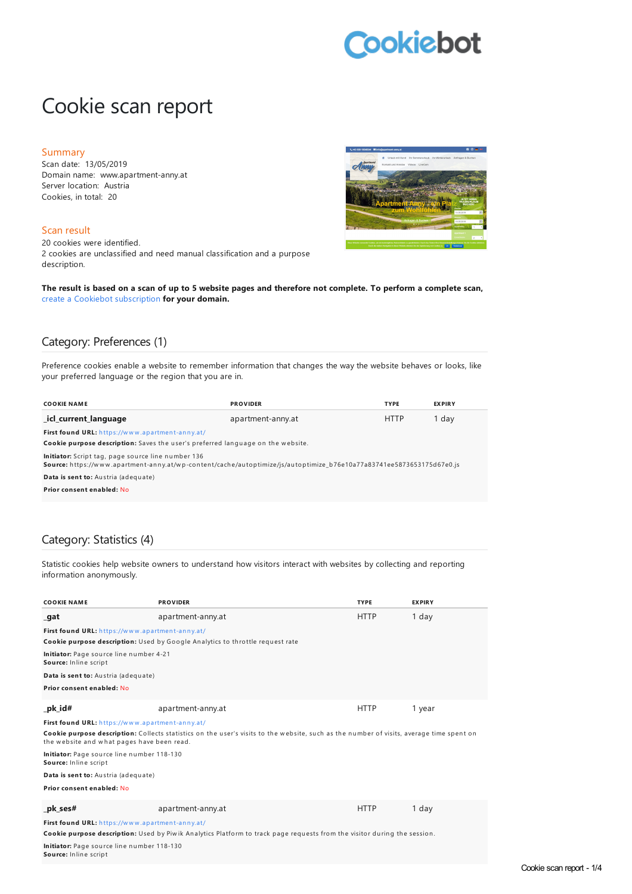# Cookie scan report

## Summary

Scan date: 13/05/2019
Domain name: www.apartment-anny.at
Server location: Austria
Cookies, in total: 20

## Scan result

20 cookies were identified.
2 cookies are unclassified and need manual classification and a purpose description.

**The result is based on a scan of up to 5 website pages and therefore not complete. To perform a complete scan,** create a Cookiebot subscription **for your domain.**

## Category: Preferences (1)

Preference cookies enable a website to remember information that changes the way the website behaves or looks, like your preferred language or the region that you are in.

| COOKIE NAME | PROVIDER | TYPE | EXPIRY |
|---|---|---|---|
| **_icl_current_language** | apartment-anny.at | HTTP | 1 day |

**First found URL:** https://www.apartment-anny.at/
**Cookie purpose description:** Saves the user's preferred language on the website.
**Initiator:** Script tag, page source line number 136
**Source:** https://www.apartment-anny.at/wp-content/cache/autoptimize/js/autoptimize_b76e10a77a83741ee5873653175d67e0.js
**Data is sent to:** Austria (adequate)
**Prior consent enabled:** No

## Category: Statistics (4)

Statistic cookies help website owners to understand how visitors interact with websites by collecting and reporting information anonymously.

| COOKIE NAME | PROVIDER | TYPE | EXPIRY |
|---|---|---|---|
| **_gat** | apartment-anny.at | HTTP | 1 day |

**First found URL:** https://www.apartment-anny.at/
**Cookie purpose description:** Used by Google Analytics to throttle request rate
**Initiator:** Page source line number 4-21
**Source:** Inline script
**Data is sent to:** Austria (adequate)
**Prior consent enabled:** No

| COOKIE NAME | PROVIDER | TYPE | EXPIRY |
|---|---|---|---|
| **_pk_id#** | apartment-anny.at | HTTP | 1 year |

**First found URL:** https://www.apartment-anny.at/
**Cookie purpose description:** Collects statistics on the user's visits to the website, such as the number of visits, average time spent on the website and what pages have been read.
**Initiator:** Page source line number 118-130
**Source:** Inline script
**Data is sent to:** Austria (adequate)
**Prior consent enabled:** No

| COOKIE NAME | PROVIDER | TYPE | EXPIRY |
|---|---|---|---|
| **_pk_ses#** | apartment-anny.at | HTTP | 1 day |

**First found URL:** https://www.apartment-anny.at/
**Cookie purpose description:** Used by Piwik Analytics Platform to track page requests from the visitor during the session.
**Initiator:** Page source line number 118-130
**Source:** Inline script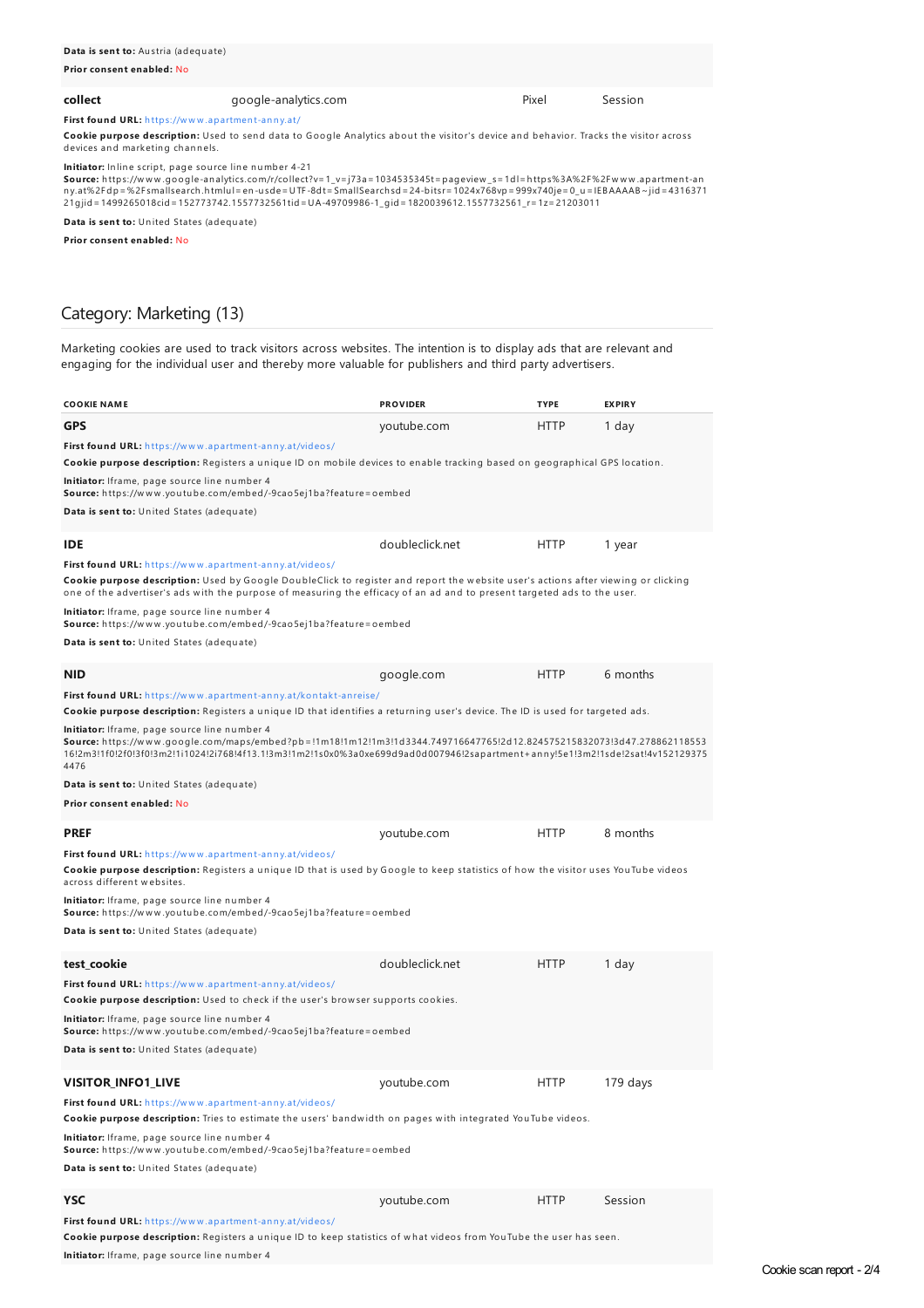**Data is sent to:** Austria (adequate)

**Prior consent enabled:** No

| | | | |
|---|---|---|---|
| **collect** | google-analytics.com | Pixel | Session |

**First found URL:** https://www.apartment-anny.at/

**Cookie purpose description:** Used to send data to Google Analytics about the visitor's device and behavior. Tracks the visitor across devices and marketing channels.

**Initiator:** Inline script, page source line number 4-21
**Source:** https://www.google-analytics.com/r/collect?v=1_v=j73a=1034535345t=pageview_s=1dl=https%3A%2F%2Fwww.apartment-anny.at%2Fdp=%2Fsmallsearch.htmlul=en-usde=UTF-8dt=SmallSearchsd=24-bitsr=1024x768vp=999x740je=0_u=IEBAAAAB~jid=431637121gjid=1499265018cid=152773742.1557732561tid=UA-49709986-1_gid=1820039612.1557732561_r=1z=21203011

**Data is sent to:** United States (adequate)

**Prior consent enabled:** No

## Category: Marketing (13)

Marketing cookies are used to track visitors across websites. The intention is to display ads that are relevant and engaging for the individual user and thereby more valuable for publishers and third party advertisers.

| COOKIE NAME | PROVIDER | TYPE | EXPIRY |
|---|---|---|---|
| **GPS** | youtube.com | HTTP | 1 day |

**First found URL:** https://www.apartment-anny.at/videos/

**Cookie purpose description:** Registers a unique ID on mobile devices to enable tracking based on geographical GPS location.

**Initiator:** Iframe, page source line number 4
**Source:** https://www.youtube.com/embed/-9cao5ej1ba?feature=oembed

**Data is sent to:** United States (adequate)

| | | | |
|---|---|---|---|
| **IDE** | doubleclick.net | HTTP | 1 year |

**First found URL:** https://www.apartment-anny.at/videos/

**Cookie purpose description:** Used by Google DoubleClick to register and report the website user's actions after viewing or clicking one of the advertiser's ads with the purpose of measuring the efficacy of an ad and to present targeted ads to the user.

**Initiator:** Iframe, page source line number 4
**Source:** https://www.youtube.com/embed/-9cao5ej1ba?feature=oembed

**Data is sent to:** United States (adequate)

| | | | |
|---|---|---|---|
| **NID** | google.com | HTTP | 6 months |

**First found URL:** https://www.apartment-anny.at/kontakt-anreise/

**Cookie purpose description:** Registers a unique ID that identifies a returning user's device. The ID is used for targeted ads.

**Initiator:** Iframe, page source line number 4
**Source:** https://www.google.com/maps/embed?pb=!1m18!1m12!1m3!1d3344.749716647765!2d12.824575215832073!3d47.27886211855316!2m3!1f0!2f0!3f0!3m2!1i1024!2i768!4f13.1!3m3!1m2!1s0x0%3a0xe699d9ad0d007946!2sapartment+anny!5e1!3m2!1sde!2sat!4v1521293754476

**Data is sent to:** United States (adequate)

**Prior consent enabled:** No

| | | | |
|---|---|---|---|
| **PREF** | youtube.com | HTTP | 8 months |

**First found URL:** https://www.apartment-anny.at/videos/

**Cookie purpose description:** Registers a unique ID that is used by Google to keep statistics of how the visitor uses YouTube videos across different websites.

**Initiator:** Iframe, page source line number 4
**Source:** https://www.youtube.com/embed/-9cao5ej1ba?feature=oembed

**Data is sent to:** United States (adequate)

| | | | |
|---|---|---|---|
| **test_cookie** | doubleclick.net | HTTP | 1 day |

**First found URL:** https://www.apartment-anny.at/videos/

**Cookie purpose description:** Used to check if the user's browser supports cookies.

**Initiator:** Iframe, page source line number 4
**Source:** https://www.youtube.com/embed/-9cao5ej1ba?feature=oembed

**Data is sent to:** United States (adequate)

| | | | |
|---|---|---|---|
| **VISITOR_INFO1_LIVE** | youtube.com | HTTP | 179 days |

**First found URL:** https://www.apartment-anny.at/videos/

**Cookie purpose description:** Tries to estimate the users' bandwidth on pages with integrated YouTube videos.

**Initiator:** Iframe, page source line number 4
**Source:** https://www.youtube.com/embed/-9cao5ej1ba?feature=oembed

**Data is sent to:** United States (adequate)

| | | | |
|---|---|---|---|
| **YSC** | youtube.com | HTTP | Session |

**First found URL:** https://www.apartment-anny.at/videos/

**Cookie purpose description:** Registers a unique ID to keep statistics of what videos from YouTube the user has seen.

**Initiator:** Iframe, page source line number 4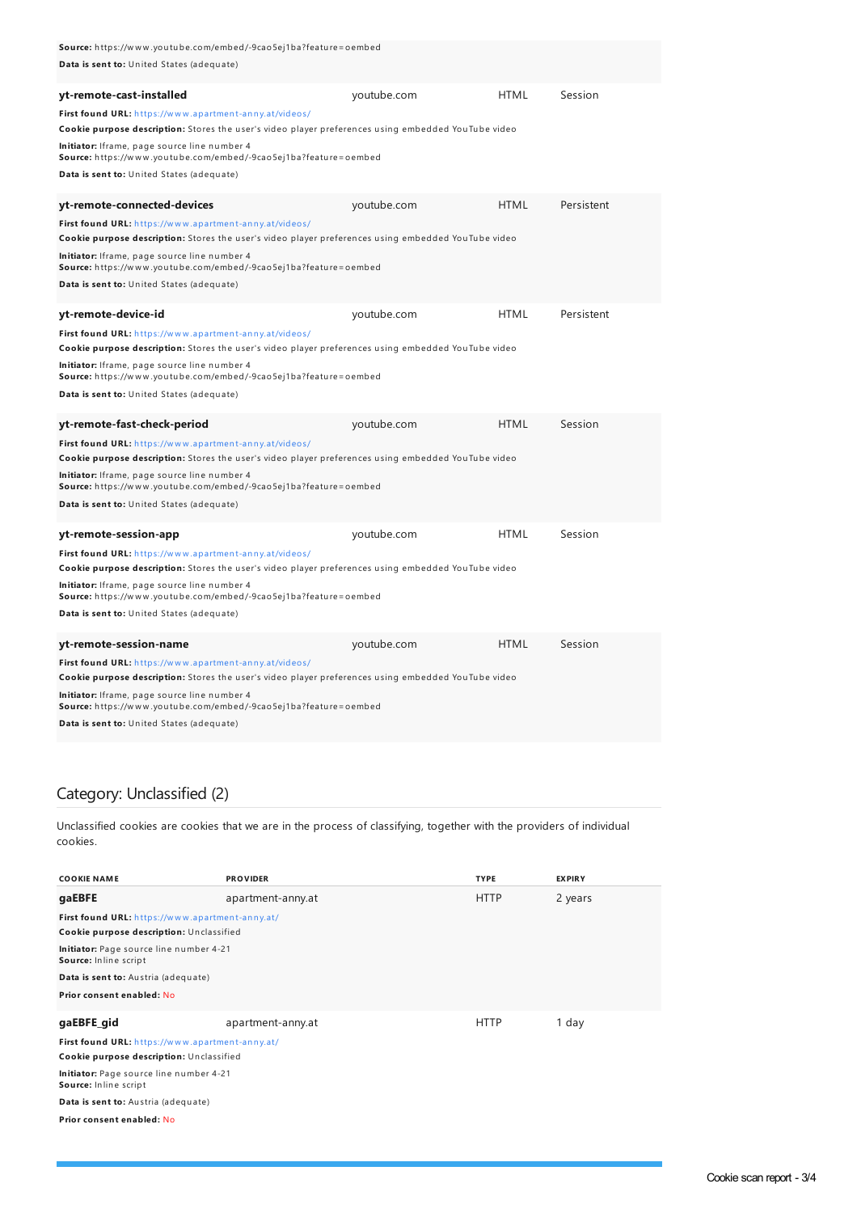**Source:** https://www.youtube.com/embed/-9cao5ej1ba?feature=oembed

**Data is sent to:** United States (adequate)

| | | | |
|---|---|---|---|
| **yt-remote-cast-installed** | youtube.com | HTML | Session |

**First found URL:** https://www.apartment-anny.at/videos/

**Cookie purpose description:** Stores the user's video player preferences using embedded YouTube video

**Initiator:** Iframe, page source line number 4
**Source:** https://www.youtube.com/embed/-9cao5ej1ba?feature=oembed

**Data is sent to:** United States (adequate)

| | | | |
|---|---|---|---|
| **yt-remote-connected-devices** | youtube.com | HTML | Persistent |

**First found URL:** https://www.apartment-anny.at/videos/

**Cookie purpose description:** Stores the user's video player preferences using embedded YouTube video

**Initiator:** Iframe, page source line number 4
**Source:** https://www.youtube.com/embed/-9cao5ej1ba?feature=oembed

**Data is sent to:** United States (adequate)

| | | | |
|---|---|---|---|
| **yt-remote-device-id** | youtube.com | HTML | Persistent |

**First found URL:** https://www.apartment-anny.at/videos/

**Cookie purpose description:** Stores the user's video player preferences using embedded YouTube video

**Initiator:** Iframe, page source line number 4
**Source:** https://www.youtube.com/embed/-9cao5ej1ba?feature=oembed

**Data is sent to:** United States (adequate)

| | | | |
|---|---|---|---|
| **yt-remote-fast-check-period** | youtube.com | HTML | Session |

**First found URL:** https://www.apartment-anny.at/videos/

**Cookie purpose description:** Stores the user's video player preferences using embedded YouTube video

**Initiator:** Iframe, page source line number 4
**Source:** https://www.youtube.com/embed/-9cao5ej1ba?feature=oembed

**Data is sent to:** United States (adequate)

| | | | |
|---|---|---|---|
| **yt-remote-session-app** | youtube.com | HTML | Session |

**First found URL:** https://www.apartment-anny.at/videos/

**Cookie purpose description:** Stores the user's video player preferences using embedded YouTube video

**Initiator:** Iframe, page source line number 4
**Source:** https://www.youtube.com/embed/-9cao5ej1ba?feature=oembed

**Data is sent to:** United States (adequate)

| | | | |
|---|---|---|---|
| **yt-remote-session-name** | youtube.com | HTML | Session |

**First found URL:** https://www.apartment-anny.at/videos/

**Cookie purpose description:** Stores the user's video player preferences using embedded YouTube video

**Initiator:** Iframe, page source line number 4
**Source:** https://www.youtube.com/embed/-9cao5ej1ba?feature=oembed

**Data is sent to:** United States (adequate)

## Category: Unclassified (2)

Unclassified cookies are cookies that we are in the process of classifying, together with the providers of individual cookies.

| COOKIE NAME | PROVIDER | TYPE | EXPIRY |
|---|---|---|---|
| **gaEBFE** | apartment-anny.at | HTTP | 2 years |

**First found URL:** https://www.apartment-anny.at/

**Cookie purpose description:** Unclassified

**Initiator:** Page source line number 4-21
**Source:** Inline script

**Data is sent to:** Austria (adequate)

**Prior consent enabled:** No

| | | | |
|---|---|---|---|
| **gaEBFE_gid** | apartment-anny.at | HTTP | 1 day |

**First found URL:** https://www.apartment-anny.at/

**Cookie purpose description:** Unclassified

**Initiator:** Page source line number 4-21
**Source:** Inline script

**Data is sent to:** Austria (adequate)

**Prior consent enabled:** No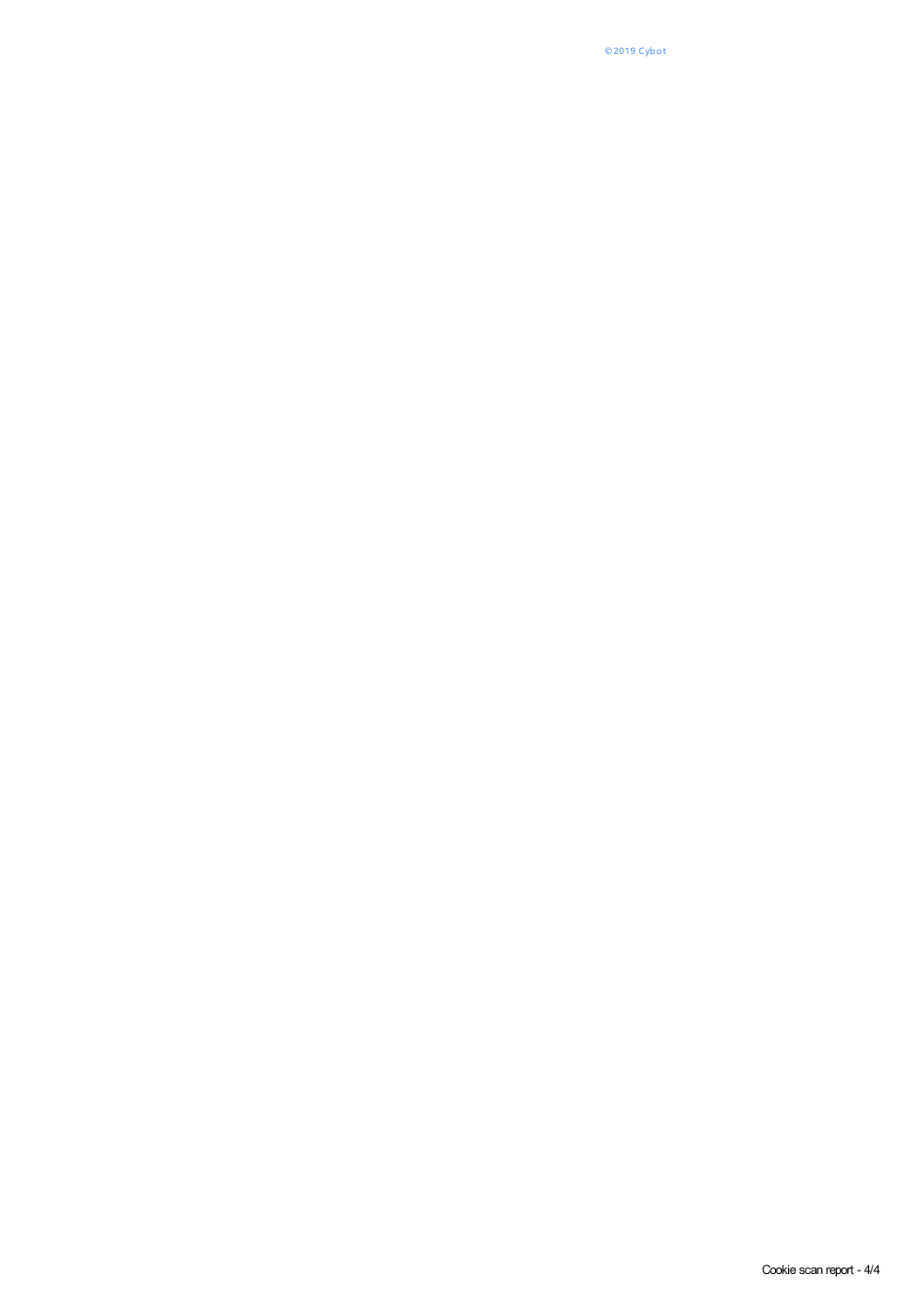© 2019 Cybot